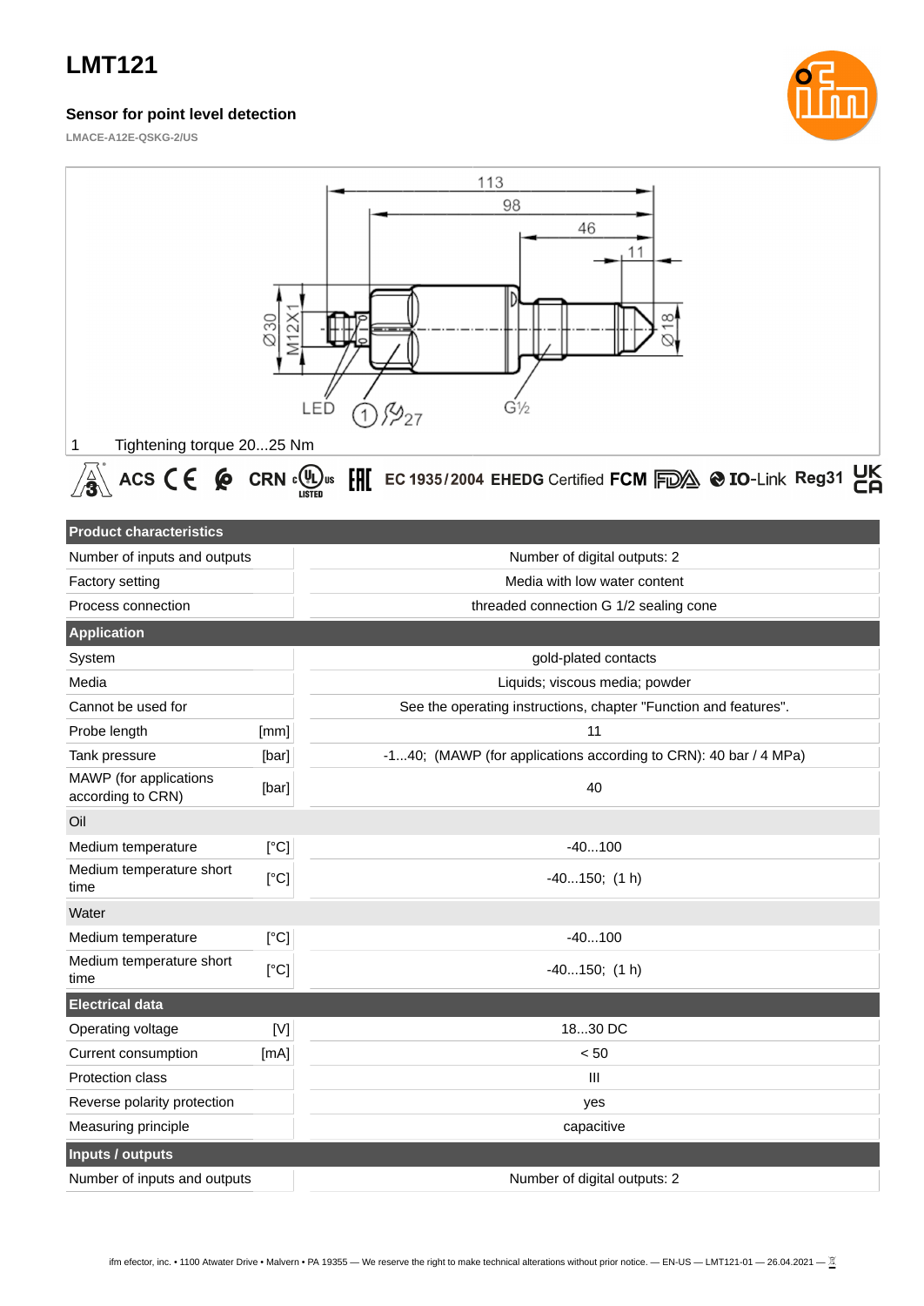# LMT121

## Sensor for point level detection

LMACE-A12E-QSKG-2/US

1 Tightening torque 20...25 Nm

| Product characteristics | | |
|---|---|---|
| Number of inputs and outputs | | Number of digital outputs: 2 |
| Factory setting | | Media with low water content |
| Process connection | | threaded connection G 1/2 sealing cone |
| **Application** | | |
| System | | gold-plated contacts |
| Media | | Liquids; viscous media; powder |
| Cannot be used for | | See the operating instructions, chapter "Function and features". |
| Probe length | [mm] | 11 |
| Tank pressure | [bar] | -1...40; (MAWP (for applications according to CRN): 40 bar / 4 MPa) |
| MAWP (for applications according to CRN) | [bar] | 40 |
| Oil | | |
| Medium temperature | [°C] | -40...100 |
| Medium temperature short time | [°C] | -40...150; (1 h) |
| Water | | |
| Medium temperature | [°C] | -40...100 |
| Medium temperature short time | [°C] | -40...150; (1 h) |
| **Electrical data** | | |
| Operating voltage | [V] | 18...30 DC |
| Current consumption | [mA] | < 50 |
| Protection class | | III |
| Reverse polarity protection | | yes |
| Measuring principle | | capacitive |
| **Inputs / outputs** | | |
| Number of inputs and outputs | | Number of digital outputs: 2 |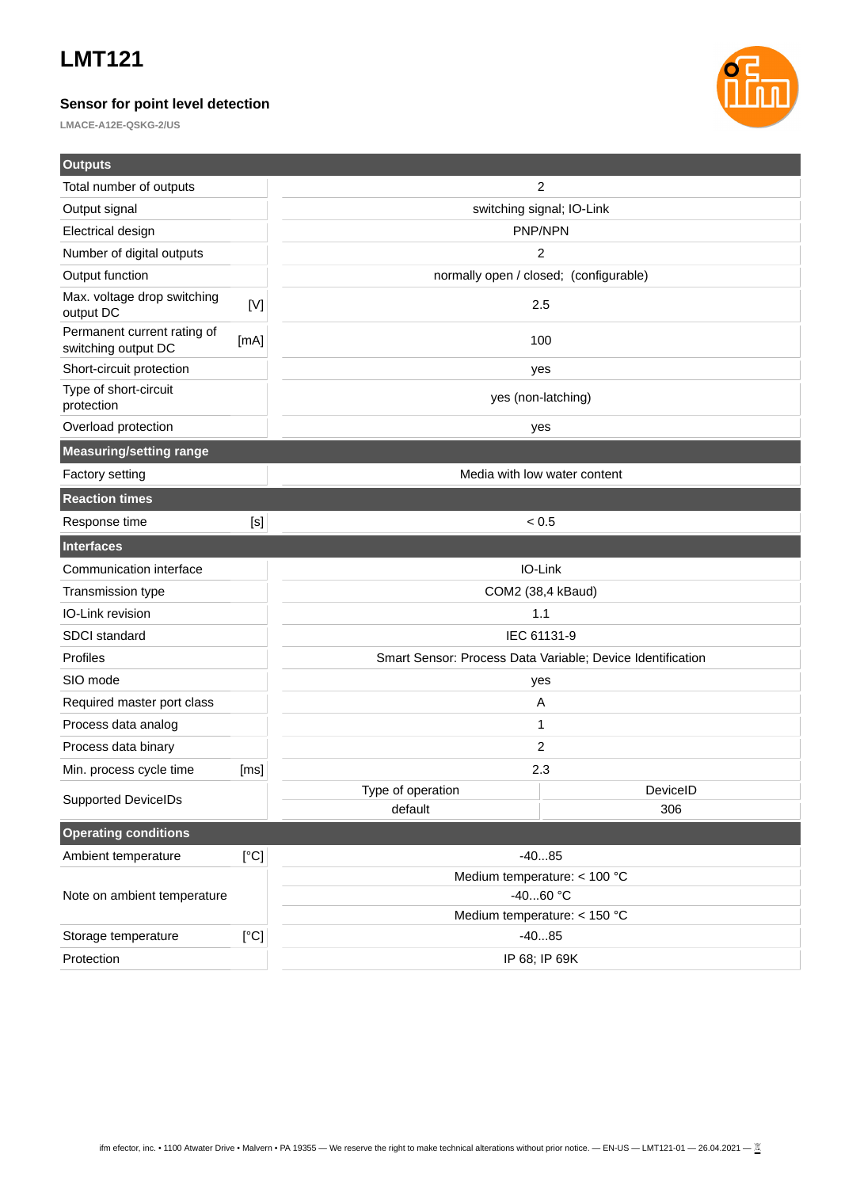# LMT121

### Sensor for point level detection

LMACE-A12E-QSKG-2/US

| Outputs | | |
|---|---|---|
| Total number of outputs | | 2 |
| Output signal | | switching signal; IO-Link |
| Electrical design | | PNP/NPN |
| Number of digital outputs | | 2 |
| Output function | | normally open / closed; (configurable) |
| Max. voltage drop switching output DC | [V] | 2.5 |
| Permanent current rating of switching output DC | [mA] | 100 |
| Short-circuit protection | | yes |
| Type of short-circuit protection | | yes (non-latching) |
| Overload protection | | yes |

| Measuring/setting range | | |
|---|---|---|
| Factory setting | | Media with low water content |

| Reaction times | | |
|---|---|---|
| Response time | [s] | < 0.5 |

| Interfaces | | | |
|---|---|---|---|
| Communication interface | | IO-Link | |
| Transmission type | | COM2 (38,4 kBaud) | |
| IO-Link revision | | 1.1 | |
| SDCI standard | | IEC 61131-9 | |
| Profiles | | Smart Sensor: Process Data Variable; Device Identification | |
| SIO mode | | yes | |
| Required master port class | | A | |
| Process data analog | | 1 | |
| Process data binary | | 2 | |
| Min. process cycle time | [ms] | 2.3 | |
| Supported DeviceIDs | | Type of operation | DeviceID |
| | | default | 306 |

| Operating conditions | | |
|---|---|---|
| Ambient temperature | [°C] | -40...85 |
| Note on ambient temperature | | Medium temperature: < 100 °C |
| | | -40...60 °C |
| | | Medium temperature: < 150 °C |
| Storage temperature | [°C] | -40...85 |
| Protection | | IP 68; IP 69K |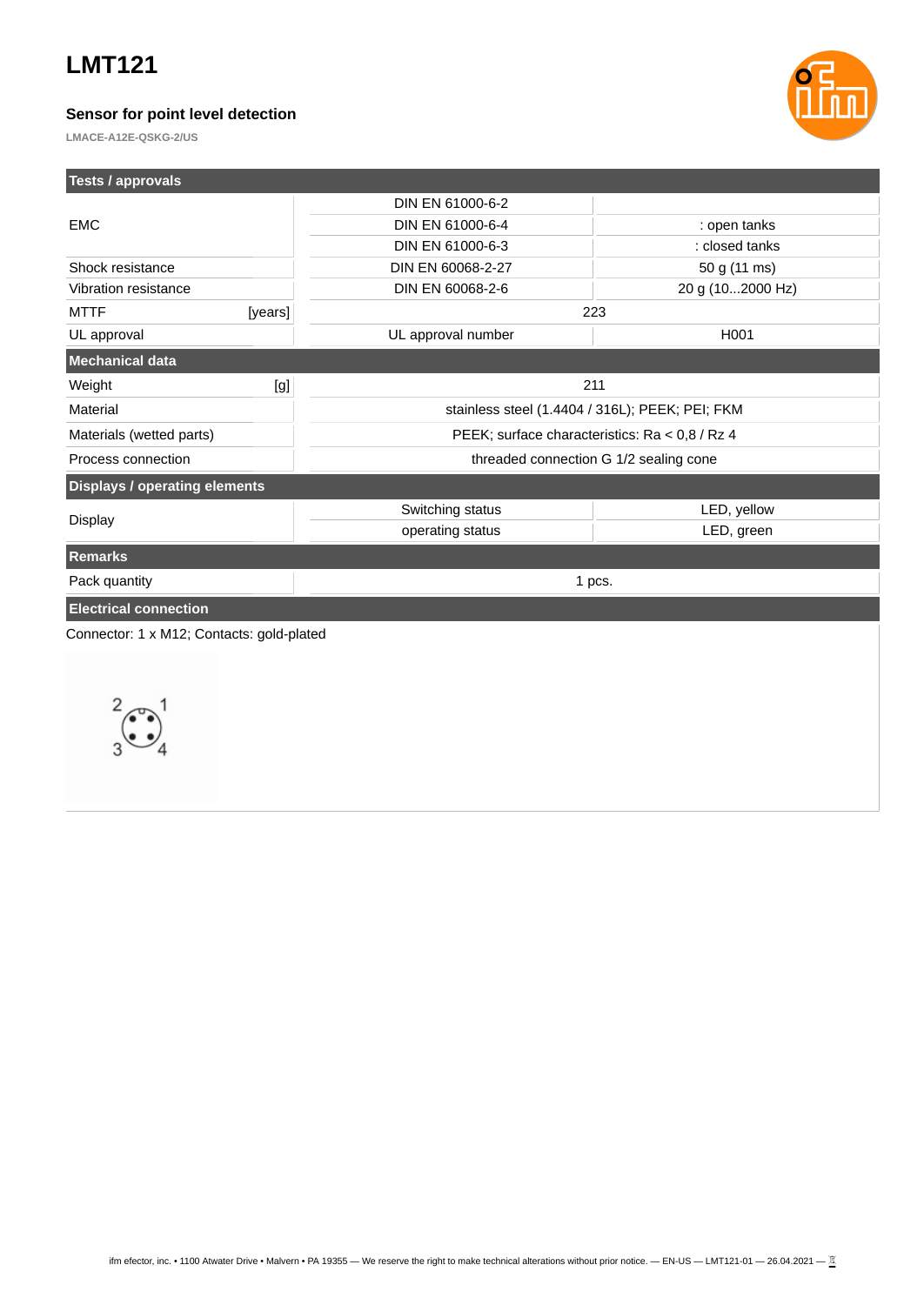# LMT121

### Sensor for point level detection

**LMACE-A12E-QSKG-2/US**

| Tests / approvals | | | |
|---|---|---|---|
| EMC | | DIN EN 61000-6-2 | |
| | | DIN EN 61000-6-4 | : open tanks |
| | | DIN EN 61000-6-3 | : closed tanks |
| Shock resistance | | DIN EN 60068-2-27 | 50 g (11 ms) |
| Vibration resistance | | DIN EN 60068-2-6 | 20 g (10...2000 Hz) |
| MTTF | [years] | 223 | |
| UL approval | | UL approval number | H001 |

| Mechanical data | | |
|---|---|---|
| Weight | [g] | 211 |
| Material | | stainless steel (1.4404 / 316L); PEEK; PEI; FKM |
| Materials (wetted parts) | | PEEK; surface characteristics: Ra < 0,8 / Rz 4 |
| Process connection | | threaded connection G 1/2 sealing cone |

| Displays / operating elements | | |
|---|---|---|
| Display | Switching status | LED, yellow |
| | operating status | LED, green |

| Remarks | |
|---|---|
| Pack quantity | 1 pcs. |

**Electrical connection**

Connector: 1 x M12; Contacts: gold-plated

2 1
3 4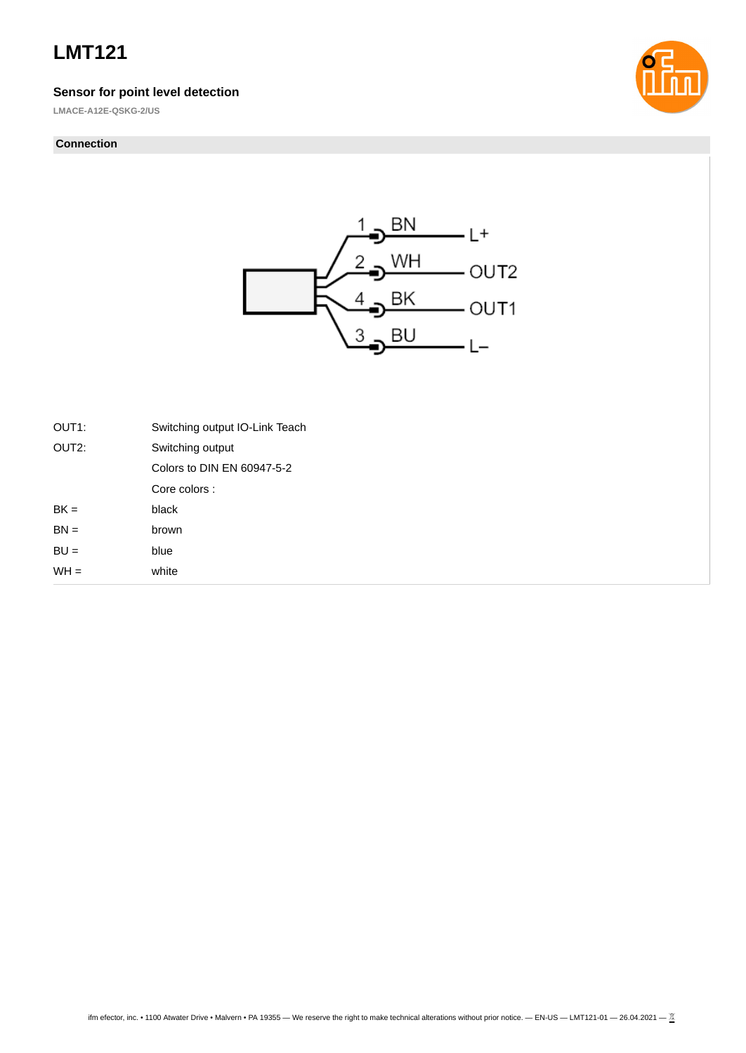# LMT121

### Sensor for point level detection

LMACE-A12E-QSKG-2/US

#### Connection

1 BN L+
2 WH OUT2
4 BK OUT1
3 BU L–

| | |
|---|---|
| OUT1: | Switching output IO-Link Teach |
| OUT2: | Switching output |
| | Colors to DIN EN 60947-5-2 |
| | Core colors : |
| BK = | black |
| BN = | brown |
| BU = | blue |
| WH = | white |

ifm efector, inc. • 1100 Atwater Drive • Malvern • PA 19355 — We reserve the right to make technical alterations without prior notice. — EN-US — LMT121-01 — 26.04.2021 —